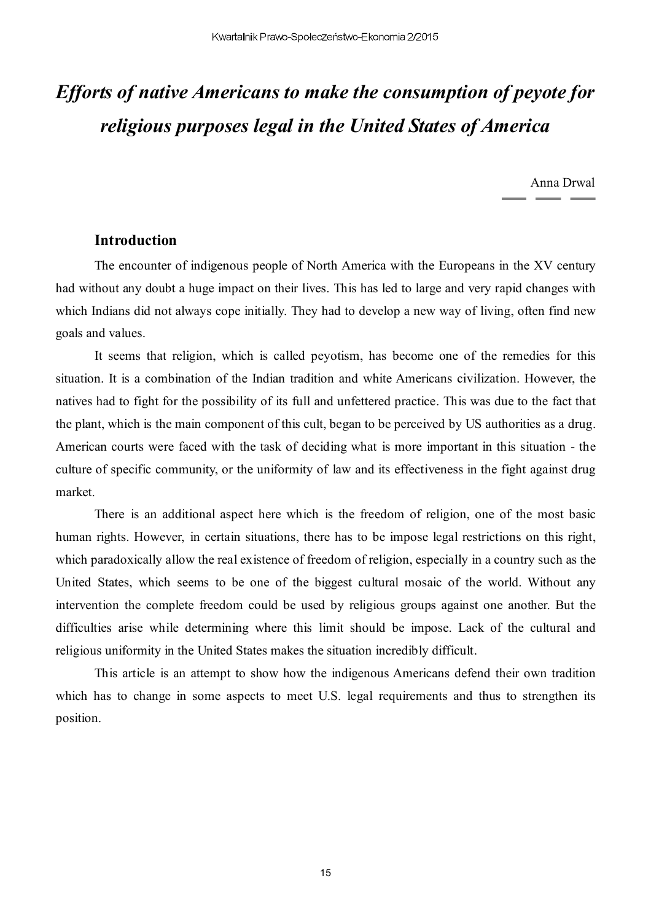# *Efforts of native Americans to make the consumption of peyote for religious purposes legal in the United States of America*

Anna Drwal

## Introduction

The encounter of indigenous people of North America with the Europeans in the XV century had without any doubt a huge impact on their lives. This has led to large and very rapid changes with which Indians did not always cope initially. They had to develop a new way of living, often find new goals and values.

It seems that religion, which is called peyotism, has become one of the remedies for this situation. It is a combination of the Indian tradition and white Americans civilization. However, the natives had to fight for the possibility of its full and unfettered practice. This was due to the fact that the plant, which is the main component of this cult, began to be perceived by US authorities as a drug. American courts were faced with the task of deciding what is more important in this situation - the culture of specific community, or the uniformity of law and its effectiveness in the fight against drug market.

There is an additional aspect here which is the freedom of religion, one of the most basic human rights. However, in certain situations, there has to be impose legal restrictions on this right, which paradoxically allow the real existence of freedom of religion, especially in a country such as the United States, which seems to be one of the biggest cultural mosaic of the world. Without any intervention the complete freedom could be used by religious groups against one another. But the difficulties arise while determining where this limit should be impose. Lack of the cultural and religious uniformity in the United States makes the situation incredibly difficult.

This article is an attempt to show how the indigenous Americans defend their own tradition which has to change in some aspects to meet U.S. legal requirements and thus to strengthen its position.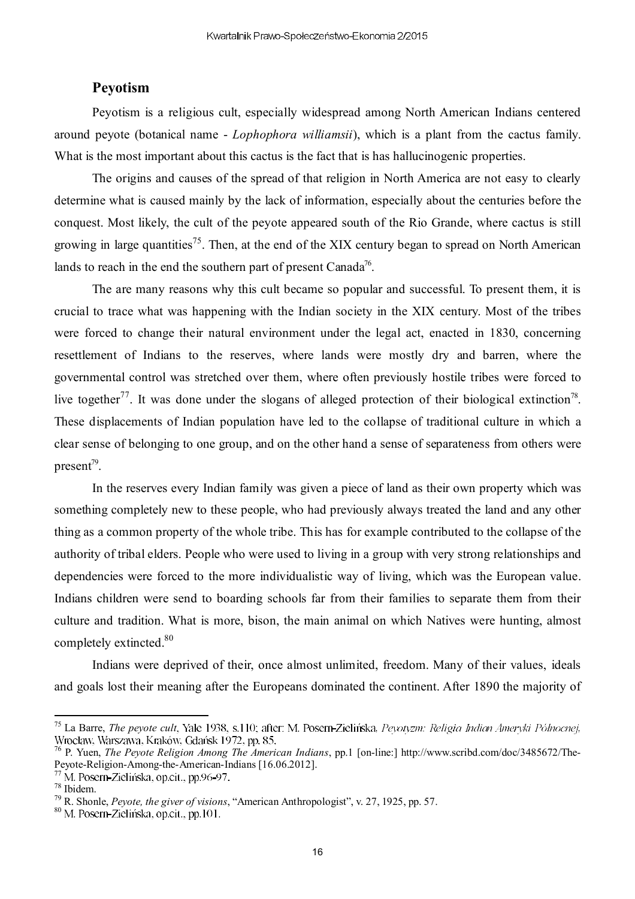## Peyotism

Peyotism is a religious cult, especially widespread among North American Indians centered around peyote (botanical name - *Lophophora williamsii*), which is a plant from the cactus family. What is the most important about this cactus is the fact that is has hallucinogenic properties.

The origins and causes of the spread of that religion in North America are not easy to clearly determine what is caused mainly by the lack of information, especially about the centuries before the conquest. Most likely, the cult of the peyote appeared south of the Rio Grande, where cactus is still growing in large quantities[75]. Then, at the end of the XIX century began to spread on North American lands to reach in the end the southern part of present Canada[76].

The are many reasons why this cult became so popular and successful. To present them, it is crucial to trace what was happening with the Indian society in the XIX century. Most of the tribes were forced to change their natural environment under the legal act, enacted in 1830, concerning resettlement of Indians to the reserves, where lands were mostly dry and barren, where the governmental control was stretched over them, where often previously hostile tribes were forced to live together[77]. It was done under the slogans of alleged protection of their biological extinction[78]. These displacements of Indian population have led to the collapse of traditional culture in which a clear sense of belonging to one group, and on the other hand a sense of separateness from others were present[79].

In the reserves every Indian family was given a piece of land as their own property which was something completely new to these people, who had previously always treated the land and any other thing as a common property of the whole tribe. This has for example contributed to the collapse of the authority of tribal elders. People who were used to living in a group with very strong relationships and dependencies were forced to the more individualistic way of living, which was the European value. Indians children were send to boarding schools far from their families to separate them from their culture and tradition. What is more, bison, the main animal on which Natives were hunting, almost completely extincted.[80]

Indians were deprived of their, once almost unlimited, freedom. Many of their values, ideals and goals lost their meaning after the Europeans dominated the continent. After 1890 the majority of

---

[75] La Barre, *The peyote cult*, Yale 1938, s.110; after: M. Posern-Zielińska, *Peyotyzm: Religia Indian Ameryki Północnej*, Wrocław, Warszawa, Kraków, Gdańsk 1972, pp. 85.

[76] P. Yuen, *The Peyote Religion Among The American Indians*, pp.1 [on-line:] http://www.scribd.com/doc/3485672/The-Peyote-Religion-Among-the-American-Indians [16.06.2012].

[77] M. Posern-Zielińska, op.cit., pp.96-97.

[78] Ibidem.

[79] R. Shonle, *Peyote, the giver of visions*, "American Anthropologist", v. 27, 1925, pp. 57.

[80] M. Posern-Zielińska, op.cit., pp.101.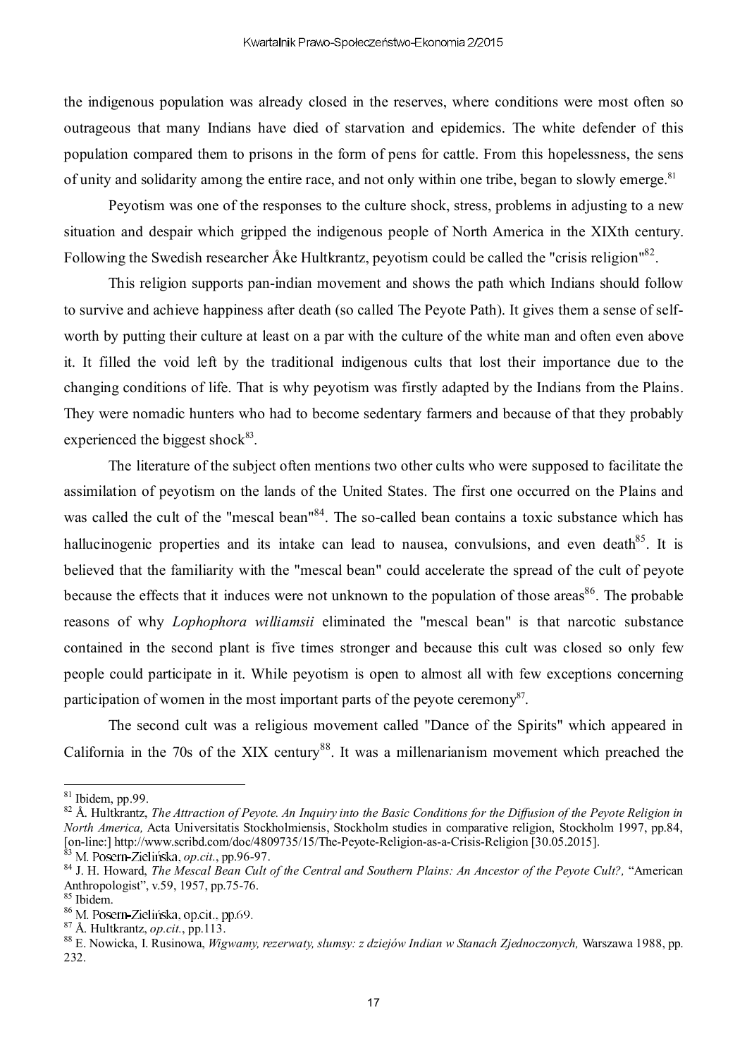the indigenous population was already closed in the reserves, where conditions were most often so outrageous that many Indians have died of starvation and epidemics. The white defender of this population compared them to prisons in the form of pens for cattle. From this hopelessness, the sens of unity and solidarity among the entire race, and not only within one tribe, began to slowly emerge.[81]

Peyotism was one of the responses to the culture shock, stress, problems in adjusting to a new situation and despair which gripped the indigenous people of North America in the XIXth century. Following the Swedish researcher Åke Hultkrantz, peyotism could be called the "crisis religion"[82].

This religion supports pan-indian movement and shows the path which Indians should follow to survive and achieve happiness after death (so called The Peyote Path). It gives them a sense of self-worth by putting their culture at least on a par with the culture of the white man and often even above it. It filled the void left by the traditional indigenous cults that lost their importance due to the changing conditions of life. That is why peyotism was firstly adapted by the Indians from the Plains. They were nomadic hunters who had to become sedentary farmers and because of that they probably experienced the biggest shock[83].

The literature of the subject often mentions two other cults who were supposed to facilitate the assimilation of peyotism on the lands of the United States. The first one occurred on the Plains and was called the cult of the "mescal bean"[84]. The so-called bean contains a toxic substance which has hallucinogenic properties and its intake can lead to nausea, convulsions, and even death[85]. It is believed that the familiarity with the "mescal bean" could accelerate the spread of the cult of peyote because the effects that it induces were not unknown to the population of those areas[86]. The probable reasons of why *Lophophora williamsii* eliminated the "mescal bean" is that narcotic substance contained in the second plant is five times stronger and because this cult was closed so only few people could participate in it. While peyotism is open to almost all with few exceptions concerning participation of women in the most important parts of the peyote ceremony[87].

The second cult was a religious movement called "Dance of the Spirits" which appeared in California in the 70s of the XIX century[88]. It was a millenarianism movement which preached the

---

[81] Ibidem, pp.99.

[82] Å. Hultkrantz, *The Attraction of Peyote. An Inquiry into the Basic Conditions for the Diffusion of the Peyote Religion in North America,* Acta Universitatis Stockholmiensis, Stockholm studies in comparative religion, Stockholm 1997, pp.84, [on-line:] http://www.scribd.com/doc/4809735/15/The-Peyote-Religion-as-a-Crisis-Religion [30.05.2015].

[83] M. Posern-Zielińska, *op.cit.*, pp.96-97.

[84] J. H. Howard, *The Mescal Bean Cult of the Central and Southern Plains: An Ancestor of the Peyote Cult?,* "American Anthropologist", v.59, 1957, pp.75-76.

[85] Ibidem.

[86] M. Posern-Zielińska, op.cit., pp.69.

[87] Å. Hultkrantz, *op.cit.*, pp.113.

[88] E. Nowicka, I. Rusinowa, *Wigwamy, rezerwaty, slumsy: z dziejów Indian w Stanach Zjednoczonych,* Warszawa 1988, pp. 232.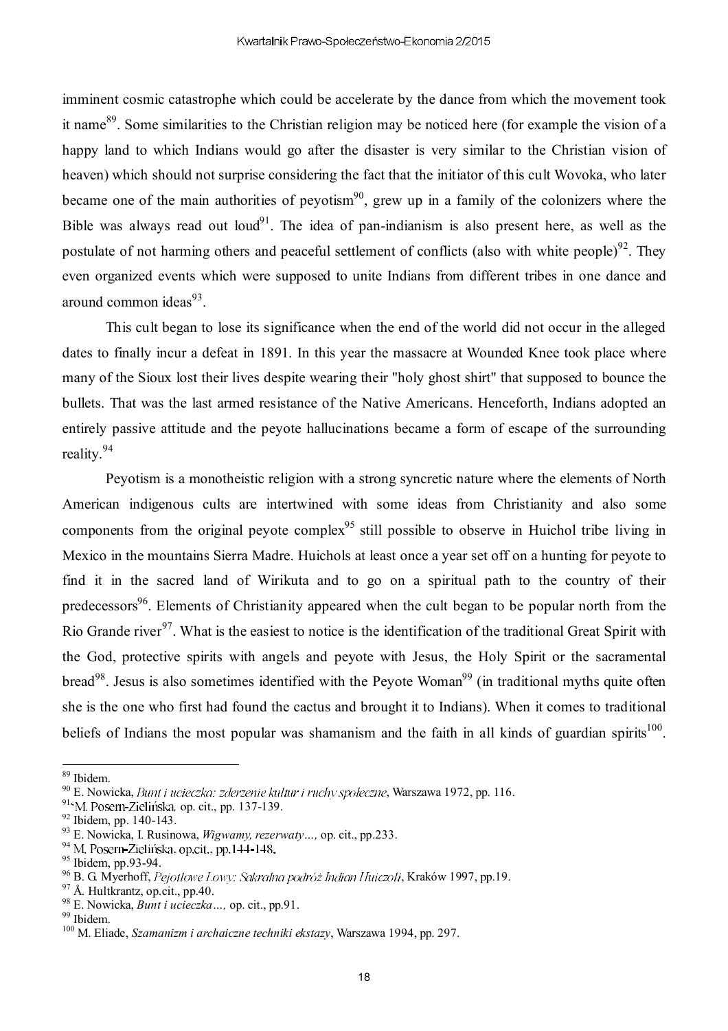imminent cosmic catastrophe which could be accelerate by the dance from which the movement took it name[89]. Some similarities to the Christian religion may be noticed here (for example the vision of a happy land to which Indians would go after the disaster is very similar to the Christian vision of heaven) which should not surprise considering the fact that the initiator of this cult Wovoka, who later became one of the main authorities of peyotism[90], grew up in a family of the colonizers where the Bible was always read out loud[91]. The idea of pan-indianism is also present here, as well as the postulate of not harming others and peaceful settlement of conflicts (also with white people)[92]. They even organized events which were supposed to unite Indians from different tribes in one dance and around common ideas[93].

This cult began to lose its significance when the end of the world did not occur in the alleged dates to finally incur a defeat in 1891. In this year the massacre at Wounded Knee took place where many of the Sioux lost their lives despite wearing their "holy ghost shirt" that supposed to bounce the bullets. That was the last armed resistance of the Native Americans. Henceforth, Indians adopted an entirely passive attitude and the peyote hallucinations became a form of escape of the surrounding reality.[94]

Peyotism is a monotheistic religion with a strong syncretic nature where the elements of North American indigenous cults are intertwined with some ideas from Christianity and also some components from the original peyote complex[95] still possible to observe in Huichol tribe living in Mexico in the mountains Sierra Madre. Huichols at least once a year set off on a hunting for peyote to find it in the sacred land of Wirikuta and to go on a spiritual path to the country of their predecessors[96]. Elements of Christianity appeared when the cult began to be popular north from the Rio Grande river[97]. What is the easiest to notice is the identification of the traditional Great Spirit with the God, protective spirits with angels and peyote with Jesus, the Holy Spirit or the sacramental bread[98]. Jesus is also sometimes identified with the Peyote Woman[99] (in traditional myths quite often she is the one who first had found the cactus and brought it to Indians). When it comes to traditional beliefs of Indians the most popular was shamanism and the faith in all kinds of guardian spirits[100].

---

[89] Ibidem.

[90] E. Nowicka, *Bunt i ucieczka: zderzenie kultur i ruchy społeczne*, Warszawa 1972, pp. 116.

[91] M. Posern-Zielińska, op. cit., pp. 137-139.

[92] Ibidem, pp. 140-143.

[93] E. Nowicka, I. Rusinowa, *Wigwamy, rezerwaty…*, op. cit., pp.233.

[94] M. Posern-Zielińska, op.cit., pp.144-148.

[95] Ibidem, pp.93-94.

[96] B. G. Myerhoff, *Pejotlowe Łowy: Sakralna podróż Indian Huiczoli*, Kraków 1997, pp.19.

[97] Å. Hultkrantz, op.cit., pp.40.

[98] E. Nowicka, *Bunt i ucieczka…*, op. cit., pp.91.

[99] Ibidem.

[100] M. Eliade, *Szamanizm i archaiczne techniki ekstazy*, Warszawa 1994, pp. 297.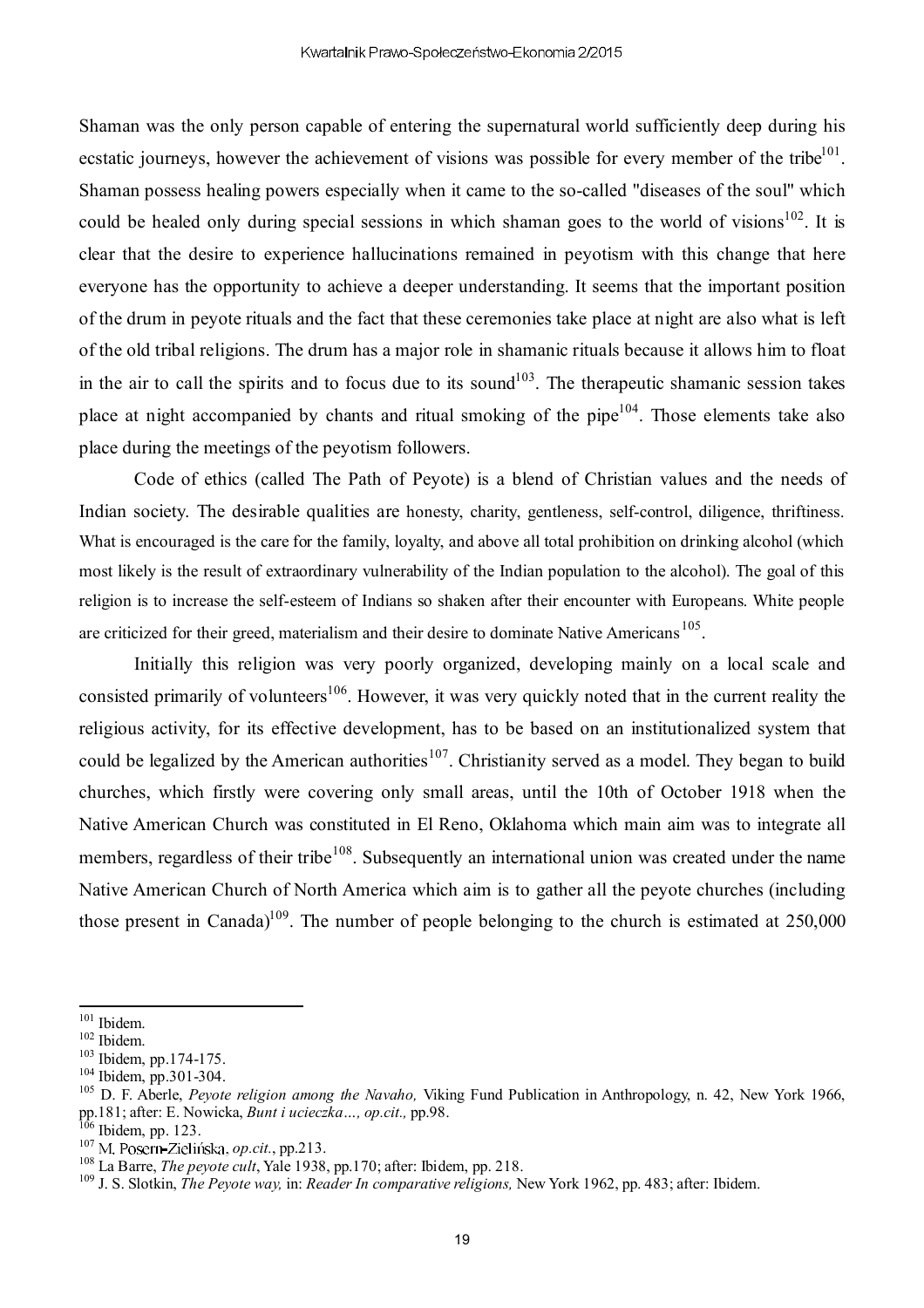Shaman was the only person capable of entering the supernatural world sufficiently deep during his ecstatic journeys, however the achievement of visions was possible for every member of the tribe[101]. Shaman possess healing powers especially when it came to the so-called "diseases of the soul" which could be healed only during special sessions in which shaman goes to the world of visions[102]. It is clear that the desire to experience hallucinations remained in peyotism with this change that here everyone has the opportunity to achieve a deeper understanding. It seems that the important position of the drum in peyote rituals and the fact that these ceremonies take place at night are also what is left of the old tribal religions. The drum has a major role in shamanic rituals because it allows him to float in the air to call the spirits and to focus due to its sound[103]. The therapeutic shamanic session takes place at night accompanied by chants and ritual smoking of the pipe[104]. Those elements take also place during the meetings of the peyotism followers.

Code of ethics (called The Path of Peyote) is a blend of Christian values and the needs of Indian society. The desirable qualities are honesty, charity, gentleness, self-control, diligence, thriftiness. What is encouraged is the care for the family, loyalty, and above all total prohibition on drinking alcohol (which most likely is the result of extraordinary vulnerability of the Indian population to the alcohol). The goal of this religion is to increase the self-esteem of Indians so shaken after their encounter with Europeans. White people are criticized for their greed, materialism and their desire to dominate Native Americans[105].

Initially this religion was very poorly organized, developing mainly on a local scale and consisted primarily of volunteers[106]. However, it was very quickly noted that in the current reality the religious activity, for its effective development, has to be based on an institutionalized system that could be legalized by the American authorities[107]. Christianity served as a model. They began to build churches, which firstly were covering only small areas, until the 10th of October 1918 when the Native American Church was constituted in El Reno, Oklahoma which main aim was to integrate all members, regardless of their tribe[108]. Subsequently an international union was created under the name Native American Church of North America which aim is to gather all the peyote churches (including those present in Canada)[109]. The number of people belonging to the church is estimated at 250,000

---

[101] Ibidem.
[102] Ibidem.
[103] Ibidem, pp.174-175.
[104] Ibidem, pp.301-304.
[105] D. F. Aberle, *Peyote religion among the Navaho,* Viking Fund Publication in Anthropology, n. 42, New York 1966, pp.181; after: E. Nowicka, *Bunt i ucieczka..., op.cit.,* pp.98.
[106] Ibidem, pp. 123.
[107] M. Posern-Zielińska, *op.cit.*, pp.213.
[108] La Barre, *The peyote cult*, Yale 1938, pp.170; after: Ibidem, pp. 218.
[109] J. S. Slotkin, *The Peyote way,* in: *Reader In comparative religions,* New York 1962, pp. 483; after: Ibidem.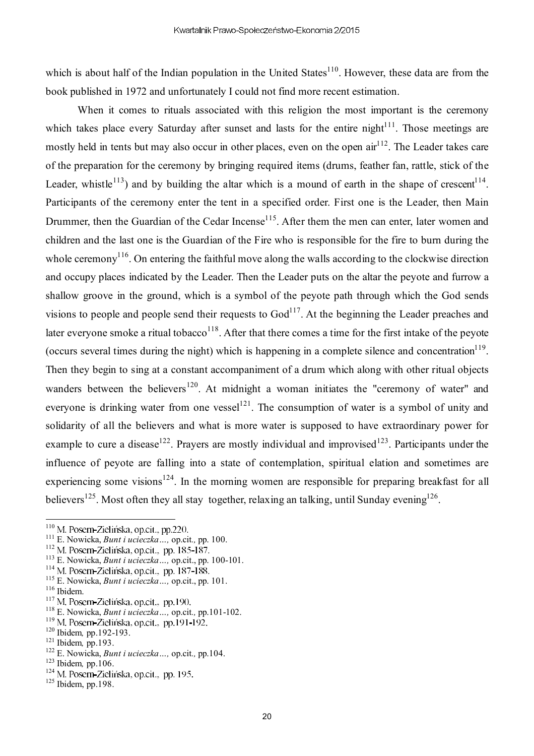which is about half of the Indian population in the United States[110]. However, these data are from the book published in 1972 and unfortunately I could not find more recent estimation.

When it comes to rituals associated with this religion the most important is the ceremony which takes place every Saturday after sunset and lasts for the entire night[111]. Those meetings are mostly held in tents but may also occur in other places, even on the open air[112]. The Leader takes care of the preparation for the ceremony by bringing required items (drums, feather fan, rattle, stick of the Leader, whistle[113]) and by building the altar which is a mound of earth in the shape of crescent[114]. Participants of the ceremony enter the tent in a specified order. First one is the Leader, then Main Drummer, then the Guardian of the Cedar Incense[115]. After them the men can enter, later women and children and the last one is the Guardian of the Fire who is responsible for the fire to burn during the whole ceremony[116]. On entering the faithful move along the walls according to the clockwise direction and occupy places indicated by the Leader. Then the Leader puts on the altar the peyote and furrow a shallow groove in the ground, which is a symbol of the peyote path through which the God sends visions to people and people send their requests to God[117]. At the beginning the Leader preaches and later everyone smoke a ritual tobacco[118]. After that there comes a time for the first intake of the peyote (occurs several times during the night) which is happening in a complete silence and concentration[119]. Then they begin to sing at a constant accompaniment of a drum which along with other ritual objects wanders between the believers[120]. At midnight a woman initiates the "ceremony of water" and everyone is drinking water from one vessel[121]. The consumption of water is a symbol of unity and solidarity of all the believers and what is more water is supposed to have extraordinary power for example to cure a disease[122]. Prayers are mostly individual and improvised[123]. Participants under the influence of peyote are falling into a state of contemplation, spiritual elation and sometimes are experiencing some visions[124]. In the morning women are responsible for preparing breakfast for all believers[125]. Most often they all stay together, relaxing an talking, until Sunday evening[126].

---

[110] M. Posern-Zielińska, op.cit., pp.220.
[111] E. Nowicka, *Bunt i ucieczka…,* op.cit., pp. 100.
[112] M. Posern-Zielińska, op.cit., pp. 185-187.
[113] E. Nowicka, *Bunt i ucieczka…,* op.cit., pp. 100-101.
[114] M. Posern-Zielińska, op.cit., pp. 187-188.
[115] E. Nowicka, *Bunt i ucieczka…,* op.cit., pp. 101.
[116] Ibidem.
[117] M. Posern-Zielińska, op.cit., pp.190.
[118] E. Nowicka, *Bunt i ucieczka…,* op.cit., pp.101-102.
[119] M. Posern-Zielińska, op.cit., pp.191-192.
[120] Ibidem, pp.192-193.
[121] Ibidem, pp.193.
[122] E. Nowicka, *Bunt i ucieczka…,* op.cit., pp.104.
[123] Ibidem, pp.106.
[124] M. Posern-Zielińska, op.cit., pp. 195.
[125] Ibidem, pp.198.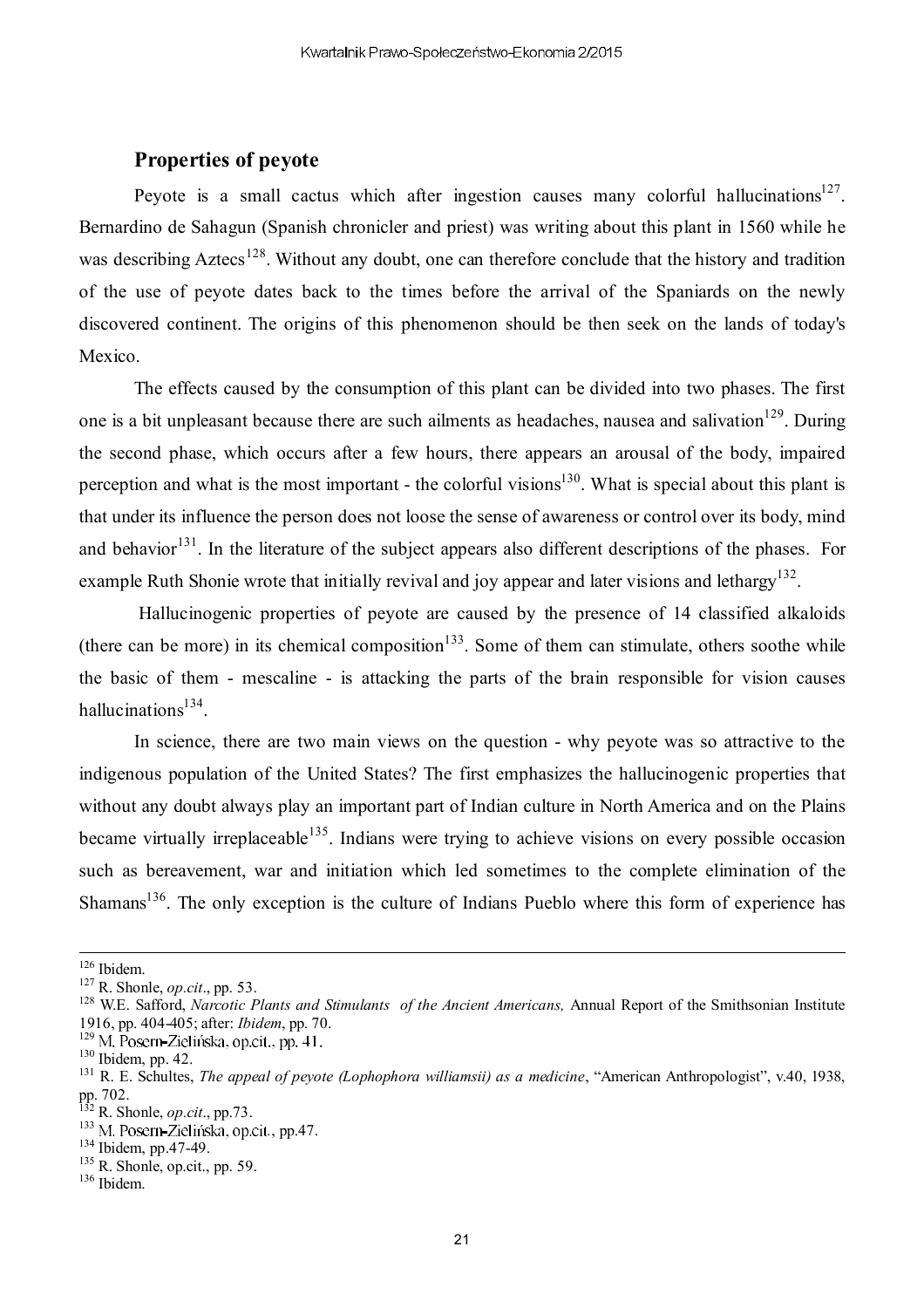## Properties of peyote

Peyote is a small cactus which after ingestion causes many colorful hallucinations[127]. Bernardino de Sahagun (Spanish chronicler and priest) was writing about this plant in 1560 while he was describing Aztecs[128]. Without any doubt, one can therefore conclude that the history and tradition of the use of peyote dates back to the times before the arrival of the Spaniards on the newly discovered continent. The origins of this phenomenon should be then seek on the lands of today's Mexico.

The effects caused by the consumption of this plant can be divided into two phases. The first one is a bit unpleasant because there are such ailments as headaches, nausea and salivation[129]. During the second phase, which occurs after a few hours, there appears an arousal of the body, impaired perception and what is the most important - the colorful visions[130]. What is special about this plant is that under its influence the person does not loose the sense of awareness or control over its body, mind and behavior[131]. In the literature of the subject appears also different descriptions of the phases. For example Ruth Shonie wrote that initially revival and joy appear and later visions and lethargy[132].

Hallucinogenic properties of peyote are caused by the presence of 14 classified alkaloids (there can be more) in its chemical composition[133]. Some of them can stimulate, others soothe while the basic of them - mescaline - is attacking the parts of the brain responsible for vision causes hallucinations[134].

In science, there are two main views on the question - why peyote was so attractive to the indigenous population of the United States? The first emphasizes the hallucinogenic properties that without any doubt always play an important part of Indian culture in North America and on the Plains became virtually irreplaceable[135]. Indians were trying to achieve visions on every possible occasion such as bereavement, war and initiation which led sometimes to the complete elimination of the Shamans[136]. The only exception is the culture of Indians Pueblo where this form of experience has

---

[126] Ibidem.

[127] R. Shonle, *op.cit*., pp. 53.

[128] W.E. Safford, *Narcotic Plants and Stimulants of the Ancient Americans,* Annual Report of the Smithsonian Institute 1916, pp. 404-405; after: *Ibidem*, pp. 70.

[129] M. Posern-Zielińska, op.cit., pp. 41.

[130] Ibidem, pp. 42.

[131] R. E. Schultes, *The appeal of peyote (Lophophora williamsii) as a medicine*, "American Anthropologist", v.40, 1938, pp. 702.

[132] R. Shonle, *op.cit*., pp.73.

[133] M. Posern-Zielińska, op.cit., pp.47.

[134] Ibidem, pp.47-49.

[135] R. Shonle, op.cit., pp. 59.

[136] Ibidem.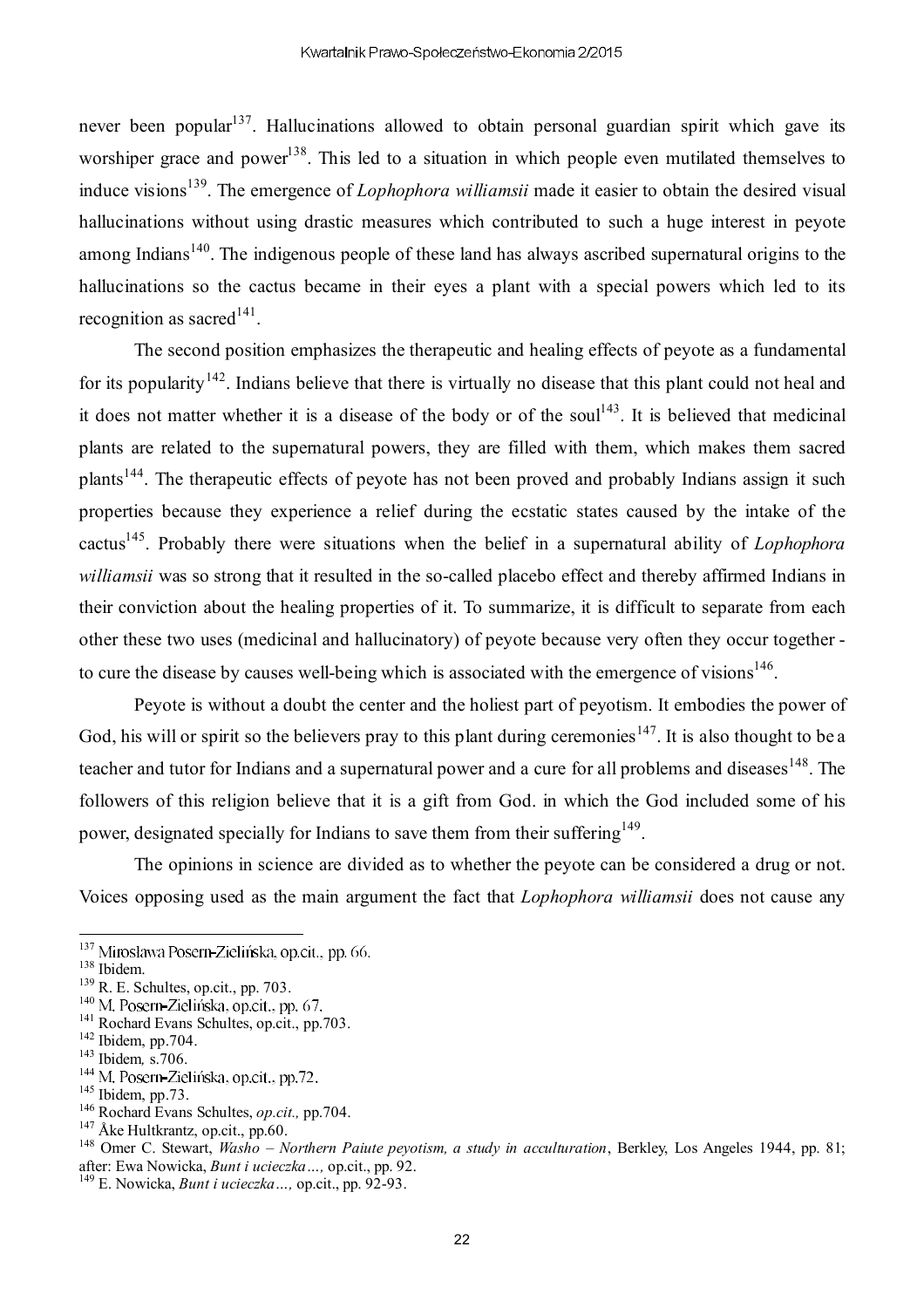never been popular[137]. Hallucinations allowed to obtain personal guardian spirit which gave its worshiper grace and power[138]. This led to a situation in which people even mutilated themselves to induce visions[139]. The emergence of *Lophophora williamsii* made it easier to obtain the desired visual hallucinations without using drastic measures which contributed to such a huge interest in peyote among Indians[140]. The indigenous people of these land has always ascribed supernatural origins to the hallucinations so the cactus became in their eyes a plant with a special powers which led to its recognition as sacred[141].

The second position emphasizes the therapeutic and healing effects of peyote as a fundamental for its popularity[142]. Indians believe that there is virtually no disease that this plant could not heal and it does not matter whether it is a disease of the body or of the soul[143]. It is believed that medicinal plants are related to the supernatural powers, they are filled with them, which makes them sacred plants[144]. The therapeutic effects of peyote has not been proved and probably Indians assign it such properties because they experience a relief during the ecstatic states caused by the intake of the cactus[145]. Probably there were situations when the belief in a supernatural ability of *Lophophora williamsii* was so strong that it resulted in the so-called placebo effect and thereby affirmed Indians in their conviction about the healing properties of it. To summarize, it is difficult to separate from each other these two uses (medicinal and hallucinatory) of peyote because very often they occur together - to cure the disease by causes well-being which is associated with the emergence of visions[146].

Peyote is without a doubt the center and the holiest part of peyotism. It embodies the power of God, his will or spirit so the believers pray to this plant during ceremonies[147]. It is also thought to be a teacher and tutor for Indians and a supernatural power and a cure for all problems and diseases[148]. The followers of this religion believe that it is a gift from God. in which the God included some of his power, designated specially for Indians to save them from their suffering[149].

The opinions in science are divided as to whether the peyote can be considered a drug or not. Voices opposing used as the main argument the fact that *Lophophora williamsii* does not cause any

---

[137] Mirosława Posern-Zielińska, op.cit., pp. 66.
[138] Ibidem.
[139] R. E. Schultes, op.cit., pp. 703.
[140] M. Posern-Zielińska, op.cit., pp. 67.
[141] Rochard Evans Schultes, op.cit., pp.703.
[142] Ibidem, pp.704.
[143] Ibidem, s.706.
[144] M. Posern-Zielińska, op.cit., pp.72.
[145] Ibidem, pp.73.
[146] Rochard Evans Schultes, *op.cit.,* pp.704.
[147] Åke Hultkrantz, op.cit., pp.60.
[148] Omer C. Stewart, *Washo – Northern Paiute peyotism, a study in acculturation*, Berkley, Los Angeles 1944, pp. 81; after: Ewa Nowicka, *Bunt i ucieczka…,* op.cit., pp. 92.
[149] E. Nowicka, *Bunt i ucieczka…,* op.cit., pp. 92-93.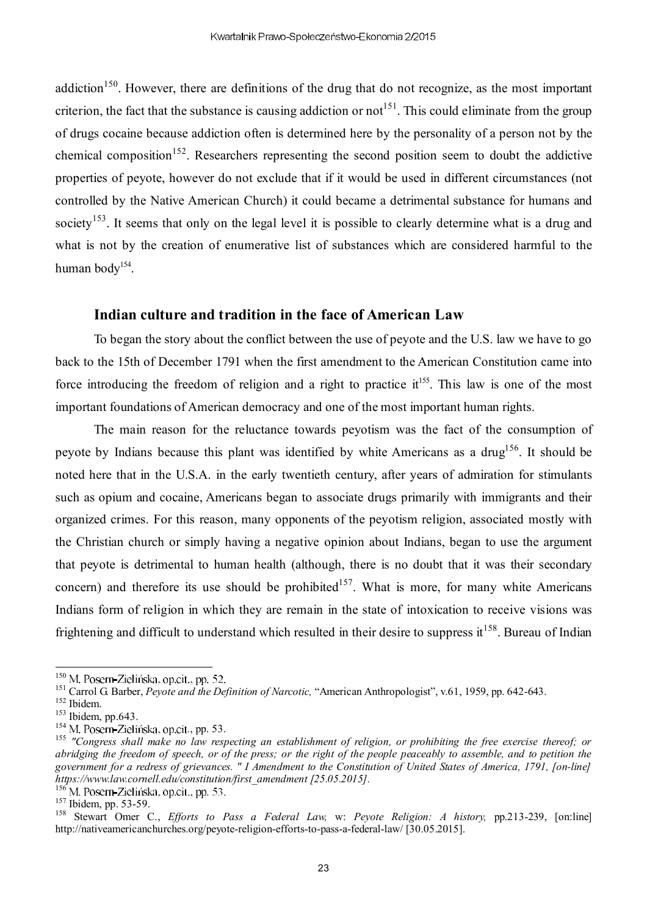addiction[150]. However, there are definitions of the drug that do not recognize, as the most important criterion, the fact that the substance is causing addiction or not[151]. This could eliminate from the group of drugs cocaine because addiction often is determined here by the personality of a person not by the chemical composition[152]. Researchers representing the second position seem to doubt the addictive properties of peyote, however do not exclude that if it would be used in different circumstances (not controlled by the Native American Church) it could became a detrimental substance for humans and society[153]. It seems that only on the legal level it is possible to clearly determine what is a drug and what is not by the creation of enumerative list of substances which are considered harmful to the human body[154].

## Indian culture and tradition in the face of American Law

To began the story about the conflict between the use of peyote and the U.S. law we have to go back to the 15th of December 1791 when the first amendment to the American Constitution came into force introducing the freedom of religion and a right to practice it[155]. This law is one of the most important foundations of American democracy and one of the most important human rights.

The main reason for the reluctance towards peyotism was the fact of the consumption of peyote by Indians because this plant was identified by white Americans as a drug[156]. It should be noted here that in the U.S.A. in the early twentieth century, after years of admiration for stimulants such as opium and cocaine, Americans began to associate drugs primarily with immigrants and their organized crimes. For this reason, many opponents of the peyotism religion, associated mostly with the Christian church or simply having a negative opinion about Indians, began to use the argument that peyote is detrimental to human health (although, there is no doubt that it was their secondary concern) and therefore its use should be prohibited[157]. What is more, for many white Americans Indians form of religion in which they are remain in the state of intoxication to receive visions was frightening and difficult to understand which resulted in their desire to suppress it[158]. Bureau of Indian

---

[150] M. Posern-Zielińska, op.cit., pp. 52.

[151] Carrol G. Barber, *Peyote and the Definition of Narcotic,* "American Anthropologist", v.61, 1959, pp. 642-643.

[152] Ibidem.

[153] Ibidem, pp.643.

[154] M. Posern-Zielińska, op.cit., pp. 53.

[155] *"Congress shall make no law respecting an establishment of religion, or prohibiting the free exercise thereof; or abridging the freedom of speech, or of the press; or the right of the people peaceably to assemble, and to petition the government for a redress of grievances." I Amendment to the Constitution of United States of America, 1791, [on-line] https://www.law.cornell.edu/constitution/first_amendment [25.05.2015].*

[156] M. Posern-Zielińska, op.cit., pp. 53.

[157] Ibidem, pp. 53-59.

[158] Stewart Omer C., *Efforts to Pass a Federal Law,* w: *Peyote Religion: A history,* pp.213-239, [on:line] http://nativeamericanchurches.org/peyote-religion-efforts-to-pass-a-federal-law/ [30.05.2015].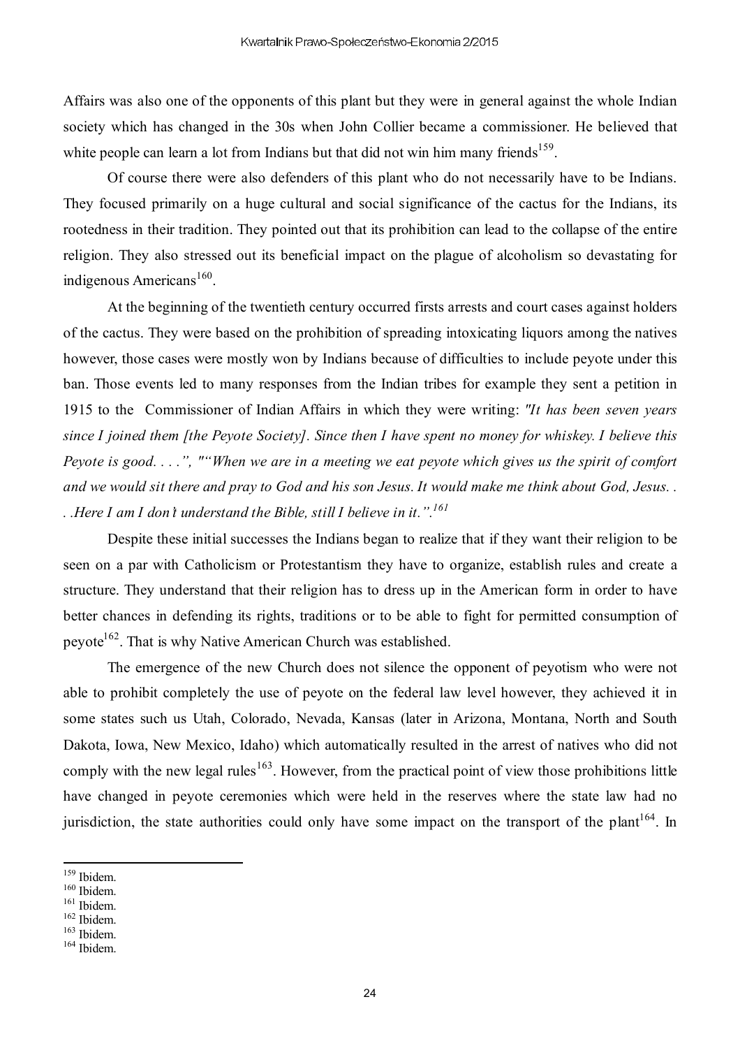Affairs was also one of the opponents of this plant but they were in general against the whole Indian society which has changed in the 30s when John Collier became a commissioner. He believed that white people can learn a lot from Indians but that did not win him many friends[159].

Of course there were also defenders of this plant who do not necessarily have to be Indians. They focused primarily on a huge cultural and social significance of the cactus for the Indians, its rootedness in their tradition. They pointed out that its prohibition can lead to the collapse of the entire religion. They also stressed out its beneficial impact on the plague of alcoholism so devastating for indigenous Americans[160].

At the beginning of the twentieth century occurred firsts arrests and court cases against holders of the cactus. They were based on the prohibition of spreading intoxicating liquors among the natives however, those cases were mostly won by Indians because of difficulties to include peyote under this ban. Those events led to many responses from the Indian tribes for example they sent a petition in 1915 to the Commissioner of Indian Affairs in which they were writing: *"It has been seven years since I joined them [the Peyote Society]. Since then I have spent no money for whiskey. I believe this Peyote is good. . . .", ""When we are in a meeting we eat peyote which gives us the spirit of comfort and we would sit there and pray to God and his son Jesus. It would make me think about God, Jesus. . . .Here I am I don't understand the Bible, still I believe in it.".*[161]

Despite these initial successes the Indians began to realize that if they want their religion to be seen on a par with Catholicism or Protestantism they have to organize, establish rules and create a structure. They understand that their religion has to dress up in the American form in order to have better chances in defending its rights, traditions or to be able to fight for permitted consumption of peyote[162]. That is why Native American Church was established.

The emergence of the new Church does not silence the opponent of peyotism who were not able to prohibit completely the use of peyote on the federal law level however, they achieved it in some states such us Utah, Colorado, Nevada, Kansas (later in Arizona, Montana, North and South Dakota, Iowa, New Mexico, Idaho) which automatically resulted in the arrest of natives who did not comply with the new legal rules[163]. However, from the practical point of view those prohibitions little have changed in peyote ceremonies which were held in the reserves where the state law had no jurisdiction, the state authorities could only have some impact on the transport of the plant[164]. In

---

[159] Ibidem.
[160] Ibidem.
[161] Ibidem.
[162] Ibidem.
[163] Ibidem.
[164] Ibidem.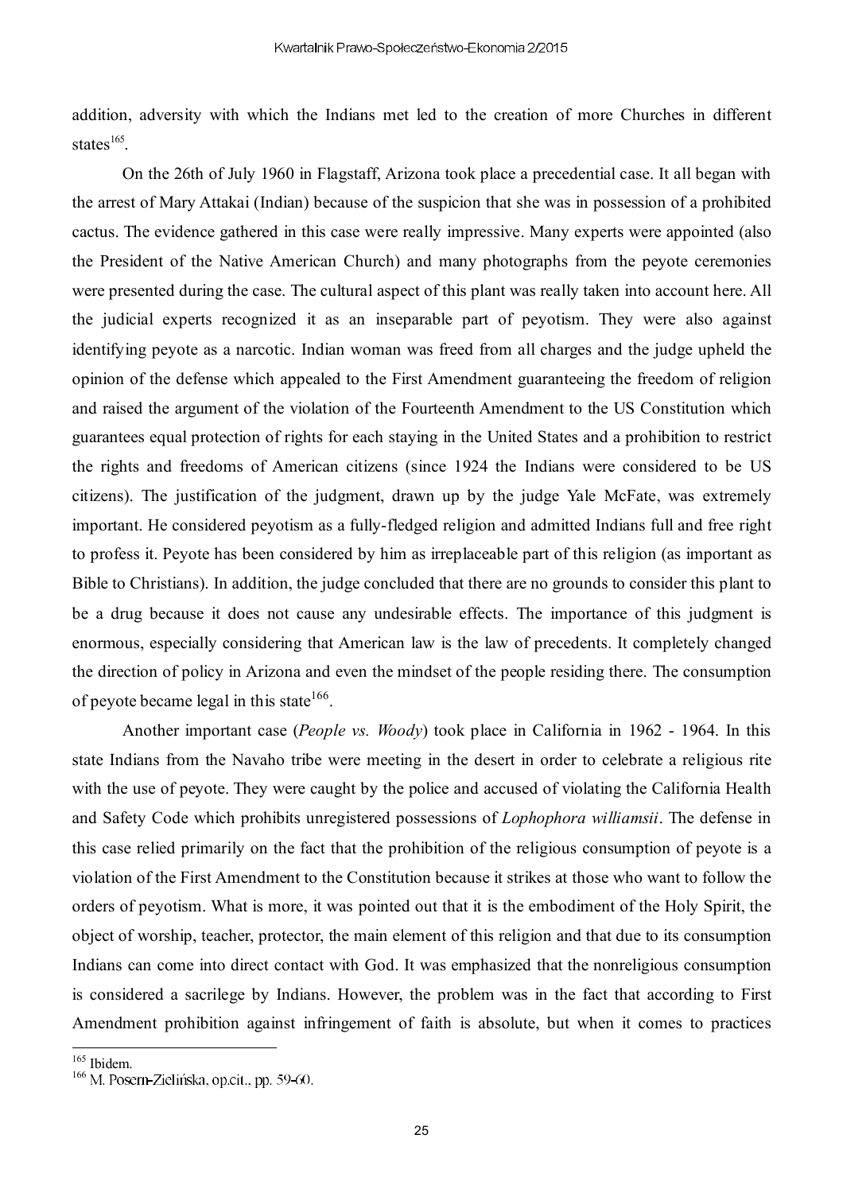addition, adversity with which the Indians met led to the creation of more Churches in different states[165].

On the 26th of July 1960 in Flagstaff, Arizona took place a precedential case. It all began with the arrest of Mary Attakai (Indian) because of the suspicion that she was in possession of a prohibited cactus. The evidence gathered in this case were really impressive. Many experts were appointed (also the President of the Native American Church) and many photographs from the peyote ceremonies were presented during the case. The cultural aspect of this plant was really taken into account here. All the judicial experts recognized it as an inseparable part of peyotism. They were also against identifying peyote as a narcotic. Indian woman was freed from all charges and the judge upheld the opinion of the defense which appealed to the First Amendment guaranteeing the freedom of religion and raised the argument of the violation of the Fourteenth Amendment to the US Constitution which guarantees equal protection of rights for each staying in the United States and a prohibition to restrict the rights and freedoms of American citizens (since 1924 the Indians were considered to be US citizens). The justification of the judgment, drawn up by the judge Yale McFate, was extremely important. He considered peyotism as a fully-fledged religion and admitted Indians full and free right to profess it. Peyote has been considered by him as irreplaceable part of this religion (as important as Bible to Christians). In addition, the judge concluded that there are no grounds to consider this plant to be a drug because it does not cause any undesirable effects. The importance of this judgment is enormous, especially considering that American law is the law of precedents. It completely changed the direction of policy in Arizona and even the mindset of the people residing there. The consumption of peyote became legal in this state[166].

Another important case (*People vs. Woody*) took place in California in 1962 - 1964. In this state Indians from the Navaho tribe were meeting in the desert in order to celebrate a religious rite with the use of peyote. They were caught by the police and accused of violating the California Health and Safety Code which prohibits unregistered possessions of *Lophophora williamsii*. The defense in this case relied primarily on the fact that the prohibition of the religious consumption of peyote is a violation of the First Amendment to the Constitution because it strikes at those who want to follow the orders of peyotism. What is more, it was pointed out that it is the embodiment of the Holy Spirit, the object of worship, teacher, protector, the main element of this religion and that due to its consumption Indians can come into direct contact with God. It was emphasized that the nonreligious consumption is considered a sacrilege by Indians. However, the problem was in the fact that according to First Amendment prohibition against infringement of faith is absolute, but when it comes to practices

---

[165] Ibidem.

[166] M. Posern-Zielińska, op.cit., pp. 59-60.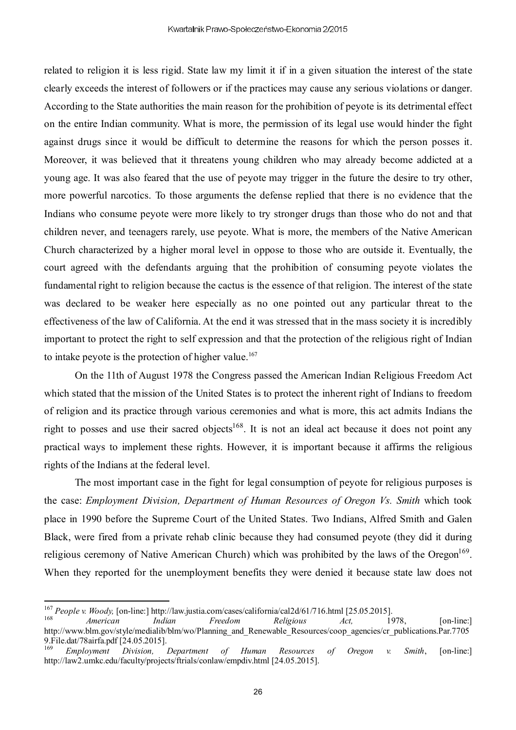related to religion it is less rigid. State law my limit it if in a given situation the interest of the state clearly exceeds the interest of followers or if the practices may cause any serious violations or danger. According to the State authorities the main reason for the prohibition of peyote is its detrimental effect on the entire Indian community. What is more, the permission of its legal use would hinder the fight against drugs since it would be difficult to determine the reasons for which the person posses it. Moreover, it was believed that it threatens young children who may already become addicted at a young age. It was also feared that the use of peyote may trigger in the future the desire to try other, more powerful narcotics. To those arguments the defense replied that there is no evidence that the Indians who consume peyote were more likely to try stronger drugs than those who do not and that children never, and teenagers rarely, use peyote. What is more, the members of the Native American Church characterized by a higher moral level in oppose to those who are outside it. Eventually, the court agreed with the defendants arguing that the prohibition of consuming peyote violates the fundamental right to religion because the cactus is the essence of that religion. The interest of the state was declared to be weaker here especially as no one pointed out any particular threat to the effectiveness of the law of California. At the end it was stressed that in the mass society it is incredibly important to protect the right to self expression and that the protection of the religious right of Indian to intake peyote is the protection of higher value.[167]

On the 11th of August 1978 the Congress passed the American Indian Religious Freedom Act which stated that the mission of the United States is to protect the inherent right of Indians to freedom of religion and its practice through various ceremonies and what is more, this act admits Indians the right to posses and use their sacred objects[168]. It is not an ideal act because it does not point any practical ways to implement these rights. However, it is important because it affirms the religious rights of the Indians at the federal level.

The most important case in the fight for legal consumption of peyote for religious purposes is the case: *Employment Division, Department of Human Resources of Oregon Vs. Smith* which took place in 1990 before the Supreme Court of the United States. Two Indians, Alfred Smith and Galen Black, were fired from a private rehab clinic because they had consumed peyote (they did it during religious ceremony of Native American Church) which was prohibited by the laws of the Oregon[169]. When they reported for the unemployment benefits they were denied it because state law does not

---

[167] *People v. Woody,* [on-line:] http://law.justia.com/cases/california/cal2d/61/716.html [25.05.2015].

[168] *American Indian Freedom Religious Act,* 1978, [on-line:] http://www.blm.gov/style/medialib/blm/wo/Planning_and_Renewable_Resources/coop_agencies/cr_publications.Par.77059.File.dat/78airfa.pdf [24.05.2015].

[169] *Employment Division, Department of Human Resources of Oregon v. Smith*, [on-line:] http://law2.umkc.edu/faculty/projects/ftrials/conlaw/empdiv.html [24.05.2015].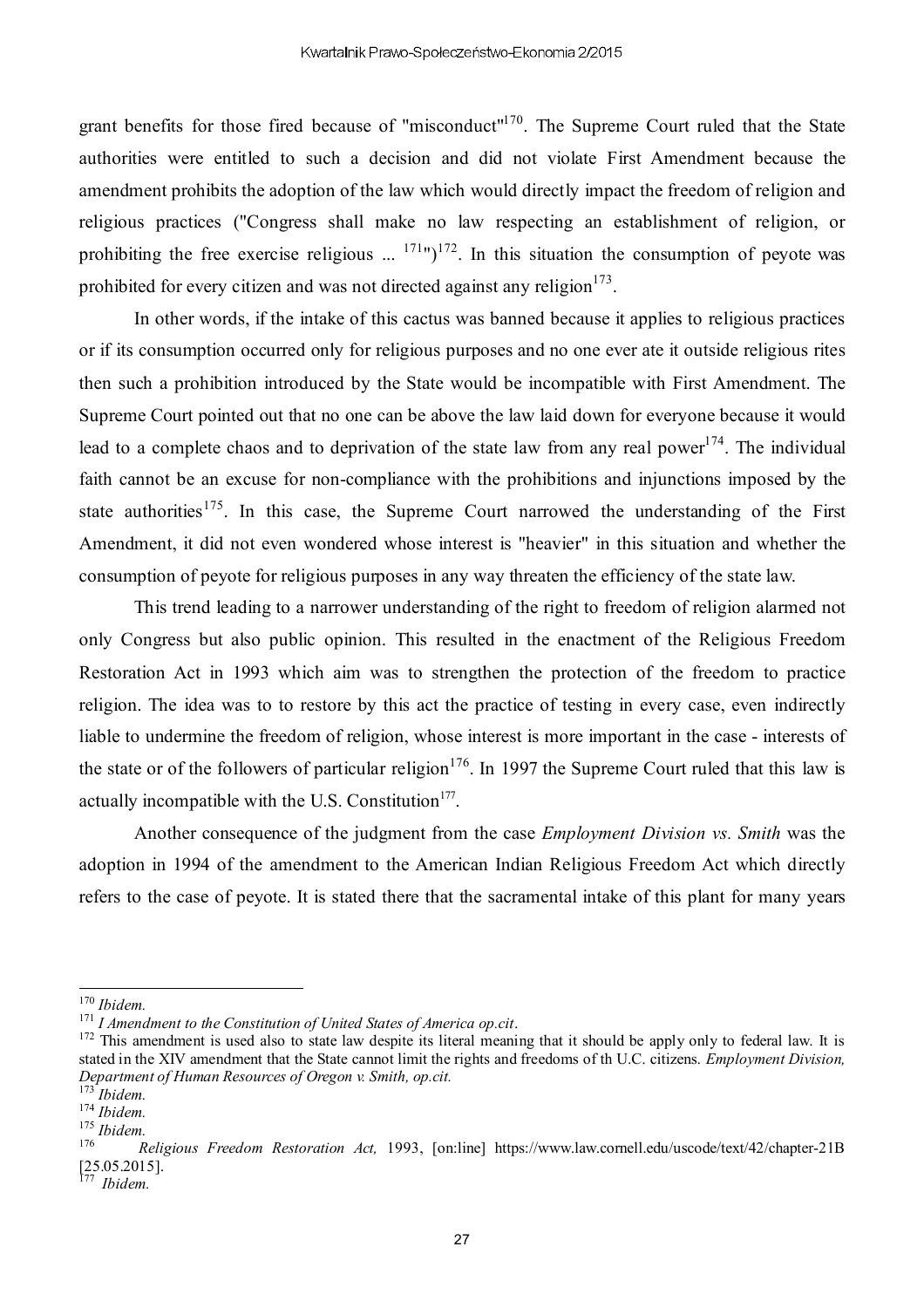grant benefits for those fired because of "misconduct"[170]. The Supreme Court ruled that the State authorities were entitled to such a decision and did not violate First Amendment because the amendment prohibits the adoption of the law which would directly impact the freedom of religion and religious practices ("Congress shall make no law respecting an establishment of religion, or prohibiting the free exercise religious ... [171]")[172]. In this situation the consumption of peyote was prohibited for every citizen and was not directed against any religion[173].

In other words, if the intake of this cactus was banned because it applies to religious practices or if its consumption occurred only for religious purposes and no one ever ate it outside religious rites then such a prohibition introduced by the State would be incompatible with First Amendment. The Supreme Court pointed out that no one can be above the law laid down for everyone because it would lead to a complete chaos and to deprivation of the state law from any real power[174]. The individual faith cannot be an excuse for non-compliance with the prohibitions and injunctions imposed by the state authorities[175]. In this case, the Supreme Court narrowed the understanding of the First Amendment, it did not even wondered whose interest is "heavier" in this situation and whether the consumption of peyote for religious purposes in any way threaten the efficiency of the state law.

This trend leading to a narrower understanding of the right to freedom of religion alarmed not only Congress but also public opinion. This resulted in the enactment of the Religious Freedom Restoration Act in 1993 which aim was to strengthen the protection of the freedom to practice religion. The idea was to to restore by this act the practice of testing in every case, even indirectly liable to undermine the freedom of religion, whose interest is more important in the case - interests of the state or of the followers of particular religion[176]. In 1997 the Supreme Court ruled that this law is actually incompatible with the U.S. Constitution[177].

Another consequence of the judgment from the case *Employment Division vs. Smith* was the adoption in 1994 of the amendment to the American Indian Religious Freedom Act which directly refers to the case of peyote. It is stated there that the sacramental intake of this plant for many years

---

[170] *Ibidem.*

[171] *I Amendment to the Constitution of United States of America op.cit*.

[172] This amendment is used also to state law despite its literal meaning that it should be apply only to federal law. It is stated in the XIV amendment that the State cannot limit the rights and freedoms of th U.C. citizens. *Employment Division, Department of Human Resources of Oregon v. Smith, op.cit.*

[173] *Ibidem.*

[174] *Ibidem.*

[175] *Ibidem.*

[176] *Religious Freedom Restoration Act,* 1993, [on:line] https://www.law.cornell.edu/uscode/text/42/chapter-21B [25.05.2015].

[177] *Ibidem.*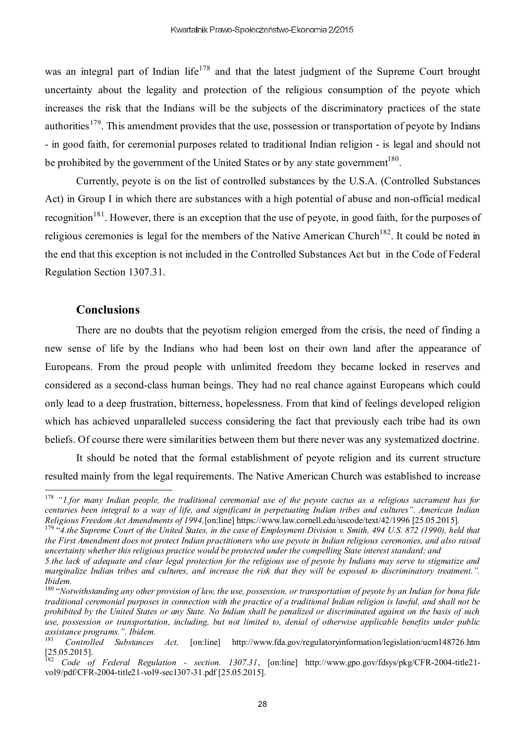was an integral part of Indian life[178] and that the latest judgment of the Supreme Court brought uncertainty about the legality and protection of the religious consumption of the peyote which increases the risk that the Indians will be the subjects of the discriminatory practices of the state authorities[179]. This amendment provides that the use, possession or transportation of peyote by Indians - in good faith, for ceremonial purposes related to traditional Indian religion - is legal and should not be prohibited by the government of the United States or by any state government[180].

Currently, peyote is on the list of controlled substances by the U.S.A. (Controlled Substances Act) in Group I in which there are substances with a high potential of abuse and non-official medical recognition[181]. However, there is an exception that the use of peyote, in good faith, for the purposes of religious ceremonies is legal for the members of the Native American Church[182]. It could be noted in the end that this exception is not included in the Controlled Substances Act but in the Code of Federal Regulation Section 1307.31.

## Conclusions

There are no doubts that the peyotism religion emerged from the crisis, the need of finding a new sense of life by the Indians who had been lost on their own land after the appearance of Europeans. From the proud people with unlimited freedom they became locked in reserves and considered as a second-class human beings. They had no real chance against Europeans which could only lead to a deep frustration, bitterness, hopelessness. From that kind of feelings developed religion which has achieved unparalleled success considering the fact that previously each tribe had its own beliefs. Of course there were similarities between them but there never was any systematized doctrine.

It should be noted that the formal establishment of peyote religion and its current structure resulted mainly from the legal requirements. The Native American Church was established to increase

---

[178] *"1.for many Indian people, the traditional ceremonial use of the peyote cactus as a religious sacrament has for centuries been integral to a way of life, and significant in perpetuating Indian tribes and cultures". American Indian Religious Freedom Act Amendments of 1994,*[on:line] https://www.law.cornell.edu/uscode/text/42/1996 [25.05.2015].

[179] "*4.the Supreme Court of the United States, in the case of Employment Division v. Smith, 494 U.S. 872 (1990), held that the First Amendment does not protect Indian practitioners who use peyote in Indian religious ceremonies, and also raised uncertainty whether this religious practice would be protected under the compelling State interest standard; and*

*5.the lack of adequate and clear legal protection for the religious use of peyote by Indians may serve to stigmatize and marginalize Indian tribes and cultures, and increase the risk that they will be exposed to discriminatory treatment.". Ibidem.*

[180] "*Notwithstanding any other provision of law, the use, possession, or transportation of peyote by an Indian for bona fide traditional ceremonial purposes in connection with the practice of a traditional Indian religion is lawful, and shall not be prohibited by the United States or any State. No Indian shall be penalized or discriminated against on the basis of such use, possession or transportation, including, but not limited to, denial of otherwise applicable benefits under public assistance programs.". Ibidem.*

[181] *Controlled Substances Act,* [on:line] http://www.fda.gov/regulatoryinformation/legislation/ucm148726.htm [25.05.2015].

[182] *Code of Federal Regulation - section. 1307.31*, [on:line] http://www.gpo.gov/fdsys/pkg/CFR-2004-title21-vol9/pdf/CFR-2004-title21-vol9-sec1307-31.pdf [25.05.2015].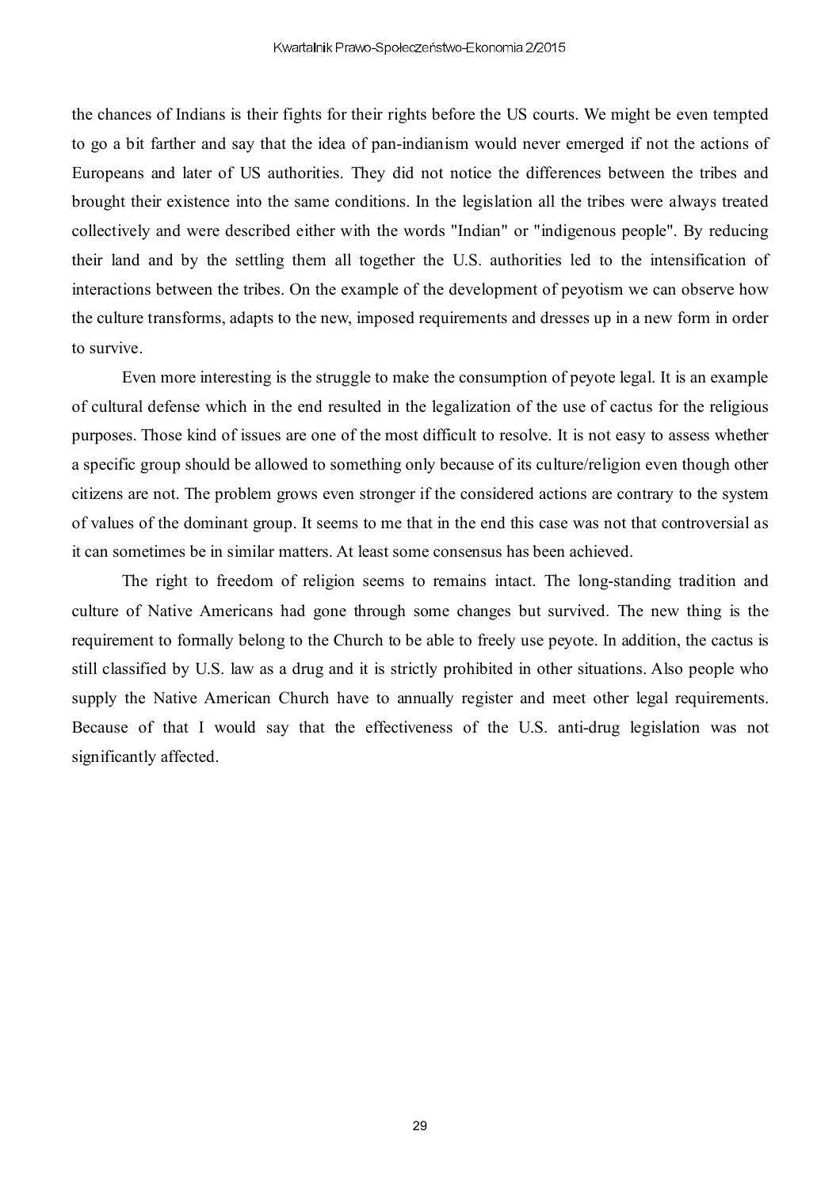the chances of Indians is their fights for their rights before the US courts. We might be even tempted to go a bit farther and say that the idea of pan-indianism would never emerged if not the actions of Europeans and later of US authorities. They did not notice the differences between the tribes and brought their existence into the same conditions. In the legislation all the tribes were always treated collectively and were described either with the words "Indian" or "indigenous people". By reducing their land and by the settling them all together the U.S. authorities led to the intensification of interactions between the tribes. On the example of the development of peyotism we can observe how the culture transforms, adapts to the new, imposed requirements and dresses up in a new form in order to survive.

Even more interesting is the struggle to make the consumption of peyote legal. It is an example of cultural defense which in the end resulted in the legalization of the use of cactus for the religious purposes. Those kind of issues are one of the most difficult to resolve. It is not easy to assess whether a specific group should be allowed to something only because of its culture/religion even though other citizens are not. The problem grows even stronger if the considered actions are contrary to the system of values of the dominant group. It seems to me that in the end this case was not that controversial as it can sometimes be in similar matters. At least some consensus has been achieved.

The right to freedom of religion seems to remains intact. The long-standing tradition and culture of Native Americans had gone through some changes but survived. The new thing is the requirement to formally belong to the Church to be able to freely use peyote. In addition, the cactus is still classified by U.S. law as a drug and it is strictly prohibited in other situations. Also people who supply the Native American Church have to annually register and meet other legal requirements. Because of that I would say that the effectiveness of the U.S. anti-drug legislation was not significantly affected.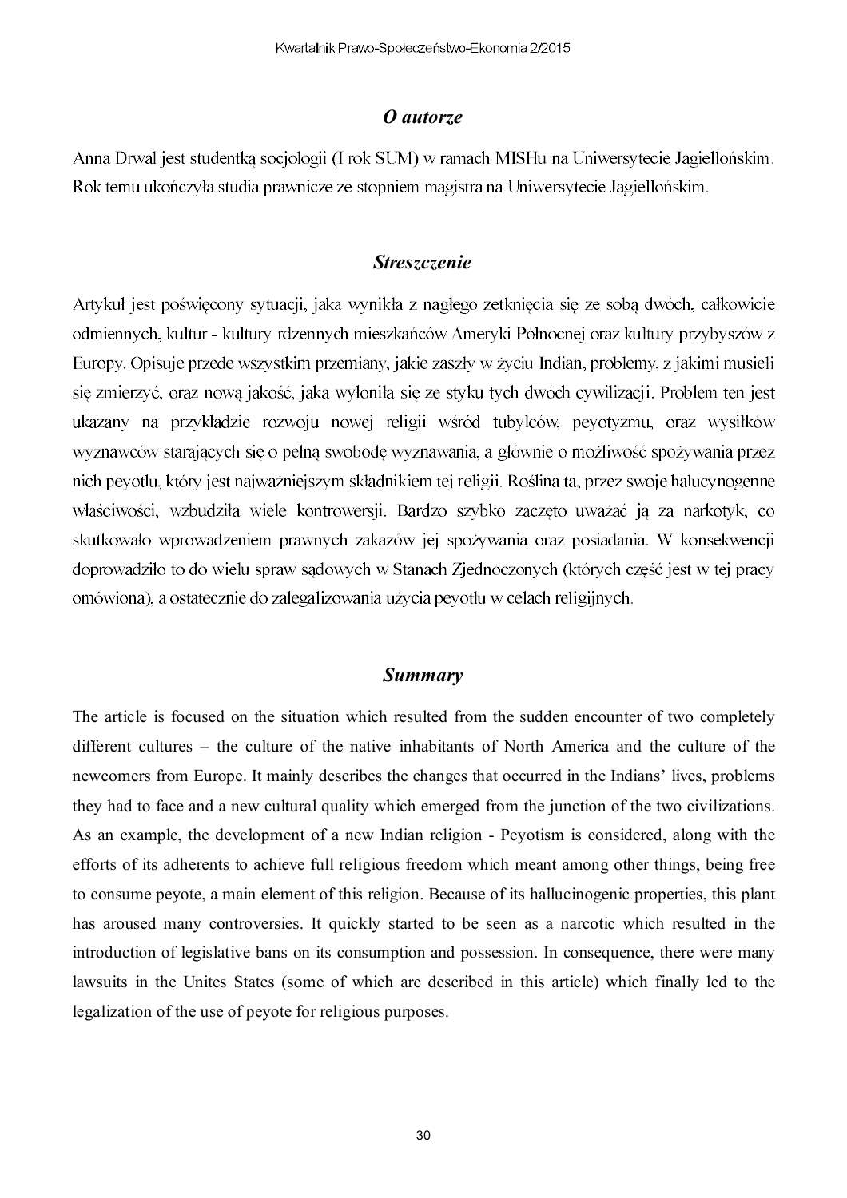## *O autorze*

Anna Drwal jest studentką socjologii (I rok SUM) w ramach MISHu na Uniwersytecie Jagiellońskim. Rok temu ukończyła studia prawnicze ze stopniem magistra na Uniwersytecie Jagiellońskim.

## *Streszczenie*

Artykuł jest poświęcony sytuacji, jaka wynikła z nagłego zetknięcia się ze sobą dwóch, całkowicie odmiennych, kultur - kultury rdzennych mieszkańców Ameryki Północnej oraz kultury przybyszów z Europy. Opisuje przede wszystkim przemiany, jakie zaszły w życiu Indian, problemy, z jakimi musieli się zmierzyć, oraz nową jakość, jaka wyłoniła się ze styku tych dwóch cywilizacji. Problem ten jest ukazany na przykładzie rozwoju nowej religii wśród tubylców, peyotyzmu, oraz wysiłków wyznawców starających się o pełną swobodę wyznawania, a głównie o możliwość spożywania przez nich peyotlu, który jest najważniejszym składnikiem tej religii. Roślina ta, przez swoje halucynogenne właściwości, wzbudziła wiele kontrowersji. Bardzo szybko zaczęto uważać ją za narkotyk, co skutkowało wprowadzeniem prawnych zakazów jej spożywania oraz posiadania. W konsekwencji doprowadziło to do wielu spraw sądowych w Stanach Zjednoczonych (których część jest w tej pracy omówiona), a ostatecznie do zalegalizowania użycia peyotlu w celach religijnych.

## *Summary*

The article is focused on the situation which resulted from the sudden encounter of two completely different cultures – the culture of the native inhabitants of North America and the culture of the newcomers from Europe. It mainly describes the changes that occurred in the Indians' lives, problems they had to face and a new cultural quality which emerged from the junction of the two civilizations. As an example, the development of a new Indian religion - Peyotism is considered, along with the efforts of its adherents to achieve full religious freedom which meant among other things, being free to consume peyote, a main element of this religion. Because of its hallucinogenic properties, this plant has aroused many controversies. It quickly started to be seen as a narcotic which resulted in the introduction of legislative bans on its consumption and possession. In consequence, there were many lawsuits in the Unites States (some of which are described in this article) which finally led to the legalization of the use of peyote for religious purposes.